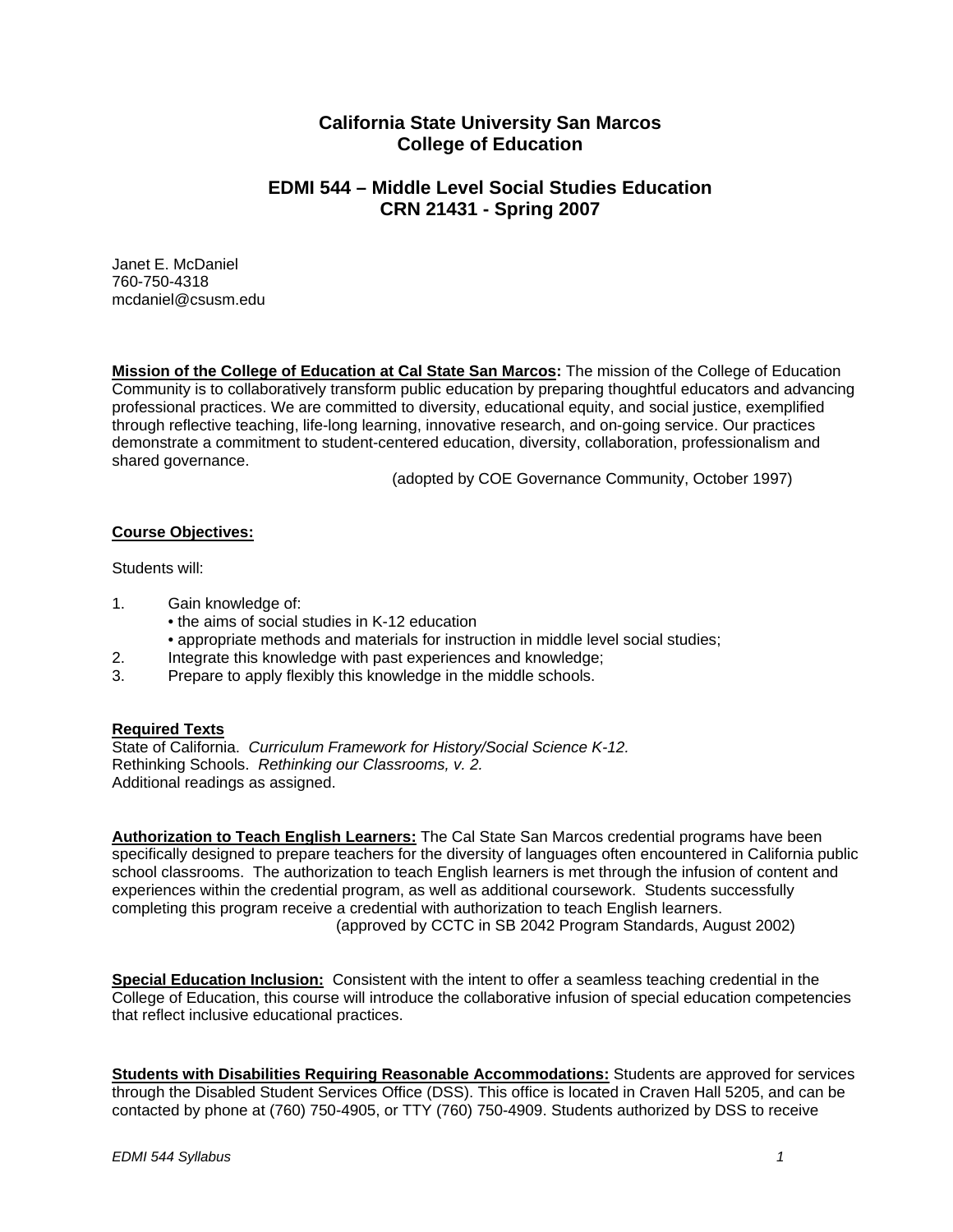# California State University San Marcos
# College of Education

## EDMI 544 – Middle Level Social Studies Education
## CRN 21431 - Spring 2007

Janet E. McDaniel
760-750-4318
mcdaniel@csusm.edu

**Mission of the College of Education at Cal State San Marcos:** The mission of the College of Education Community is to collaboratively transform public education by preparing thoughtful educators and advancing professional practices. We are committed to diversity, educational equity, and social justice, exemplified through reflective teaching, life-long learning, innovative research, and on-going service. Our practices demonstrate a commitment to student-centered education, diversity, collaboration, professionalism and shared governance.

(adopted by COE Governance Community, October 1997)

**Course Objectives:**

Students will:

1. Gain knowledge of:
   - the aims of social studies in K-12 education
   - appropriate methods and materials for instruction in middle level social studies;
2. Integrate this knowledge with past experiences and knowledge;
3. Prepare to apply flexibly this knowledge in the middle schools.

**Required Texts**

State of California. *Curriculum Framework for History/Social Science K-12.*
Rethinking Schools. *Rethinking our Classrooms, v. 2.*
Additional readings as assigned.

**Authorization to Teach English Learners:** The Cal State San Marcos credential programs have been specifically designed to prepare teachers for the diversity of languages often encountered in California public school classrooms. The authorization to teach English learners is met through the infusion of content and experiences within the credential program, as well as additional coursework. Students successfully completing this program receive a credential with authorization to teach English learners.

(approved by CCTC in SB 2042 Program Standards, August 2002)

**Special Education Inclusion:** Consistent with the intent to offer a seamless teaching credential in the College of Education, this course will introduce the collaborative infusion of special education competencies that reflect inclusive educational practices.

**Students with Disabilities Requiring Reasonable Accommodations:** Students are approved for services through the Disabled Student Services Office (DSS). This office is located in Craven Hall 5205, and can be contacted by phone at (760) 750-4905, or TTY (760) 750-4909. Students authorized by DSS to receive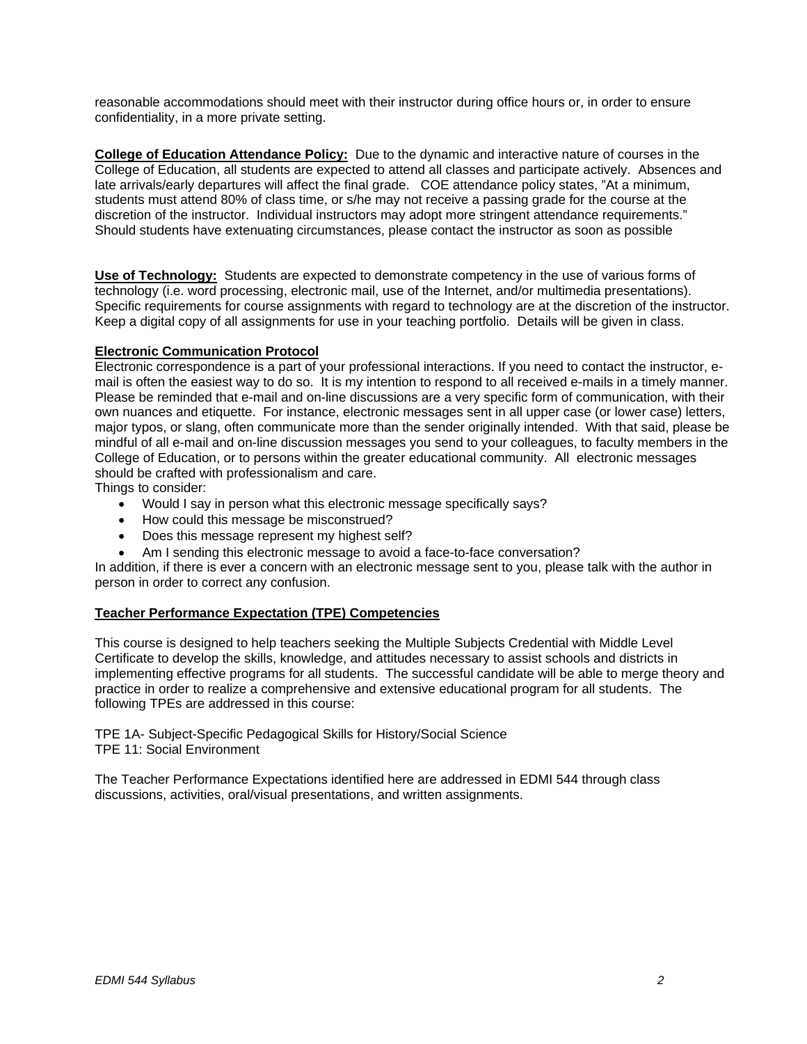reasonable accommodations should meet with their instructor during office hours or, in order to ensure confidentiality, in a more private setting.

**College of Education Attendance Policy:** Due to the dynamic and interactive nature of courses in the College of Education, all students are expected to attend all classes and participate actively. Absences and late arrivals/early departures will affect the final grade. COE attendance policy states, "At a minimum, students must attend 80% of class time, or s/he may not receive a passing grade for the course at the discretion of the instructor. Individual instructors may adopt more stringent attendance requirements." Should students have extenuating circumstances, please contact the instructor as soon as possible

**Use of Technology:** Students are expected to demonstrate competency in the use of various forms of technology (i.e. word processing, electronic mail, use of the Internet, and/or multimedia presentations). Specific requirements for course assignments with regard to technology are at the discretion of the instructor. Keep a digital copy of all assignments for use in your teaching portfolio. Details will be given in class.

**Electronic Communication Protocol**

Electronic correspondence is a part of your professional interactions. If you need to contact the instructor, e-mail is often the easiest way to do so. It is my intention to respond to all received e-mails in a timely manner. Please be reminded that e-mail and on-line discussions are a very specific form of communication, with their own nuances and etiquette. For instance, electronic messages sent in all upper case (or lower case) letters, major typos, or slang, often communicate more than the sender originally intended. With that said, please be mindful of all e-mail and on-line discussion messages you send to your colleagues, to faculty members in the College of Education, or to persons within the greater educational community. All electronic messages should be crafted with professionalism and care.

Things to consider:

- Would I say in person what this electronic message specifically says?
- How could this message be misconstrued?
- Does this message represent my highest self?
- Am I sending this electronic message to avoid a face-to-face conversation?

In addition, if there is ever a concern with an electronic message sent to you, please talk with the author in person in order to correct any confusion.

**Teacher Performance Expectation (TPE) Competencies**

This course is designed to help teachers seeking the Multiple Subjects Credential with Middle Level Certificate to develop the skills, knowledge, and attitudes necessary to assist schools and districts in implementing effective programs for all students. The successful candidate will be able to merge theory and practice in order to realize a comprehensive and extensive educational program for all students. The following TPEs are addressed in this course:

TPE 1A- Subject-Specific Pedagogical Skills for History/Social Science
TPE 11: Social Environment

The Teacher Performance Expectations identified here are addressed in EDMI 544 through class discussions, activities, oral/visual presentations, and written assignments.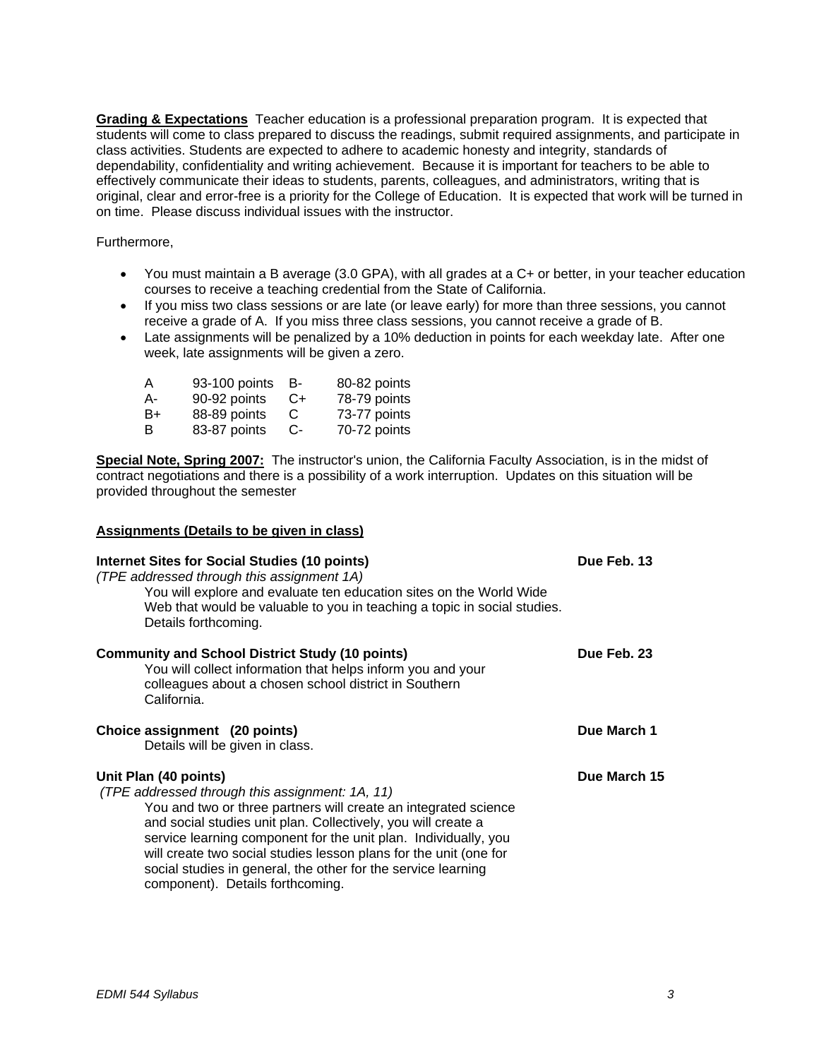**Grading & Expectations** Teacher education is a professional preparation program. It is expected that students will come to class prepared to discuss the readings, submit required assignments, and participate in class activities. Students are expected to adhere to academic honesty and integrity, standards of dependability, confidentiality and writing achievement. Because it is important for teachers to be able to effectively communicate their ideas to students, parents, colleagues, and administrators, writing that is original, clear and error-free is a priority for the College of Education. It is expected that work will be turned in on time. Please discuss individual issues with the instructor.

Furthermore,

- You must maintain a B average (3.0 GPA), with all grades at a C+ or better, in your teacher education courses to receive a teaching credential from the State of California.
- If you miss two class sessions or are late (or leave early) for more than three sessions, you cannot receive a grade of A. If you miss three class sessions, you cannot receive a grade of B.
- Late assignments will be penalized by a 10% deduction in points for each weekday late. After one week, late assignments will be given a zero.

| | | | |
|---|---|---|---|
| A | 93-100 points | B- | 80-82 points |
| A- | 90-92 points | C+ | 78-79 points |
| B+ | 88-89 points | C | 73-77 points |
| B | 83-87 points | C- | 70-72 points |

**Special Note, Spring 2007:** The instructor's union, the California Faculty Association, is in the midst of contract negotiations and there is a possibility of a work interruption. Updates on this situation will be provided throughout the semester

**Assignments (Details to be given in class)**

**Internet Sites for Social Studies (10 points)** **Due Feb. 13**
*(TPE addressed through this assignment 1A)*
You will explore and evaluate ten education sites on the World Wide Web that would be valuable to you in teaching a topic in social studies. Details forthcoming.

**Community and School District Study (10 points)** **Due Feb. 23**
You will collect information that helps inform you and your colleagues about a chosen school district in Southern California.

**Choice assignment (20 points)** **Due March 1**
Details will be given in class.

**Unit Plan (40 points)** **Due March 15**
*(TPE addressed through this assignment: 1A, 11)*
You and two or three partners will create an integrated science and social studies unit plan. Collectively, you will create a service learning component for the unit plan. Individually, you will create two social studies lesson plans for the unit (one for social studies in general, the other for the service learning component). Details forthcoming.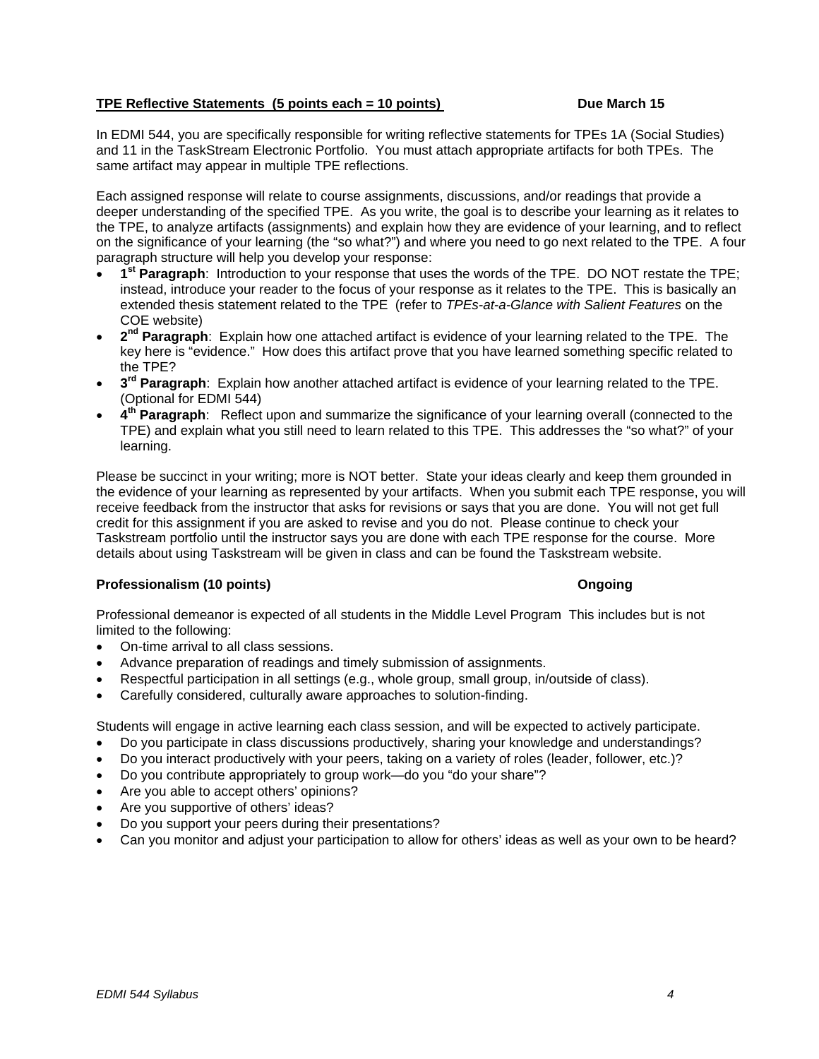**<u>TPE Reflective Statements (5 points each = 10 points)</u>** **Due March 15**

In EDMI 544, you are specifically responsible for writing reflective statements for TPEs 1A (Social Studies) and 11 in the TaskStream Electronic Portfolio. You must attach appropriate artifacts for both TPEs. The same artifact may appear in multiple TPE reflections.

Each assigned response will relate to course assignments, discussions, and/or readings that provide a deeper understanding of the specified TPE. As you write, the goal is to describe your learning as it relates to the TPE, to analyze artifacts (assignments) and explain how they are evidence of your learning, and to reflect on the significance of your learning (the "so what?") and where you need to go next related to the TPE. A four paragraph structure will help you develop your response:

- **1st Paragraph**: Introduction to your response that uses the words of the TPE. DO NOT restate the TPE; instead, introduce your reader to the focus of your response as it relates to the TPE. This is basically an extended thesis statement related to the TPE (refer to *TPEs-at-a-Glance with Salient Features* on the COE website)
- **2nd Paragraph**: Explain how one attached artifact is evidence of your learning related to the TPE. The key here is "evidence." How does this artifact prove that you have learned something specific related to the TPE?
- **3rd Paragraph**: Explain how another attached artifact is evidence of your learning related to the TPE. (Optional for EDMI 544)
- **4th Paragraph**: Reflect upon and summarize the significance of your learning overall (connected to the TPE) and explain what you still need to learn related to this TPE. This addresses the "so what?" of your learning.

Please be succinct in your writing; more is NOT better. State your ideas clearly and keep them grounded in the evidence of your learning as represented by your artifacts. When you submit each TPE response, you will receive feedback from the instructor that asks for revisions or says that you are done. You will not get full credit for this assignment if you are asked to revise and you do not. Please continue to check your Taskstream portfolio until the instructor says you are done with each TPE response for the course. More details about using Taskstream will be given in class and can be found the Taskstream website.

**Professionalism (10 points)** **Ongoing**

Professional demeanor is expected of all students in the Middle Level Program This includes but is not limited to the following:

- On-time arrival to all class sessions.
- Advance preparation of readings and timely submission of assignments.
- Respectful participation in all settings (e.g., whole group, small group, in/outside of class).
- Carefully considered, culturally aware approaches to solution-finding.

Students will engage in active learning each class session, and will be expected to actively participate.

- Do you participate in class discussions productively, sharing your knowledge and understandings?
- Do you interact productively with your peers, taking on a variety of roles (leader, follower, etc.)?
- Do you contribute appropriately to group work—do you "do your share"?
- Are you able to accept others' opinions?
- Are you supportive of others' ideas?
- Do you support your peers during their presentations?
- Can you monitor and adjust your participation to allow for others' ideas as well as your own to be heard?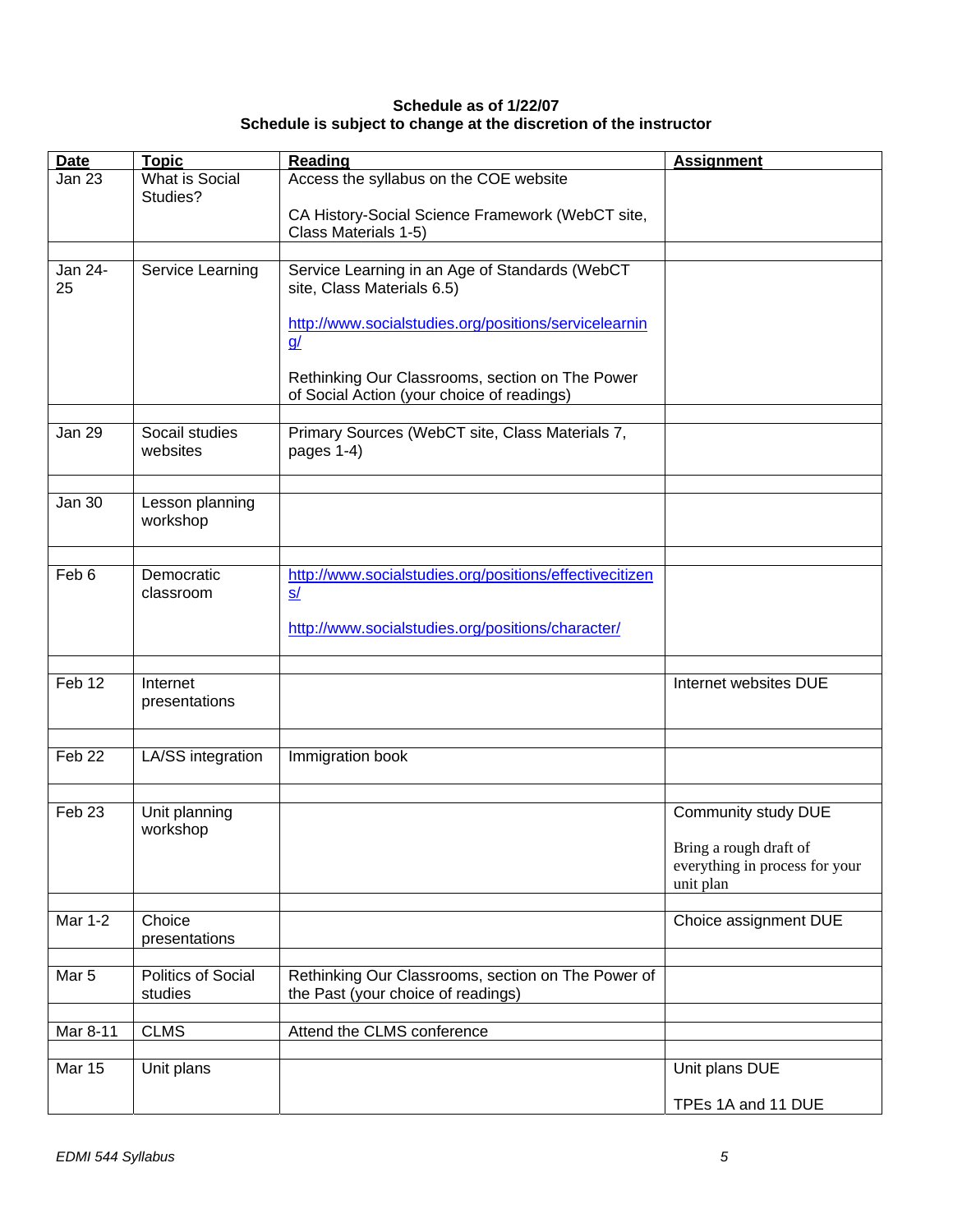**Schedule as of 1/22/07**
**Schedule is subject to change at the discretion of the instructor**

| Date | Topic | Reading | Assignment |
|---|---|---|---|
| Jan 23 | What is Social Studies? | Access the syllabus on the COE website<br><br>CA History-Social Science Framework (WebCT site, Class Materials 1-5) | |
| Jan 24-25 | Service Learning | Service Learning in an Age of Standards (WebCT site, Class Materials 6.5)<br><br>http://www.socialstudies.org/positions/servicelearning/<br><br>Rethinking Our Classrooms, section on The Power of Social Action (your choice of readings) | |
| Jan 29 | Socail studies websites | Primary Sources (WebCT site, Class Materials 7, pages 1-4) | |
| Jan 30 | Lesson planning workshop | | |
| Feb 6 | Democratic classroom | http://www.socialstudies.org/positions/effectivecitizens/<br><br>http://www.socialstudies.org/positions/character/ | |
| Feb 12 | Internet presentations | | Internet websites DUE |
| Feb 22 | LA/SS integration | Immigration book | |
| Feb 23 | Unit planning workshop | | Community study DUE<br><br>Bring a rough draft of everything in process for your unit plan |
| Mar 1-2 | Choice presentations | | Choice assignment DUE |
| Mar 5 | Politics of Social studies | Rethinking Our Classrooms, section on The Power of the Past (your choice of readings) | |
| Mar 8-11 | CLMS | Attend the CLMS conference | |
| Mar 15 | Unit plans | | Unit plans DUE<br><br>TPEs 1A and 11 DUE |